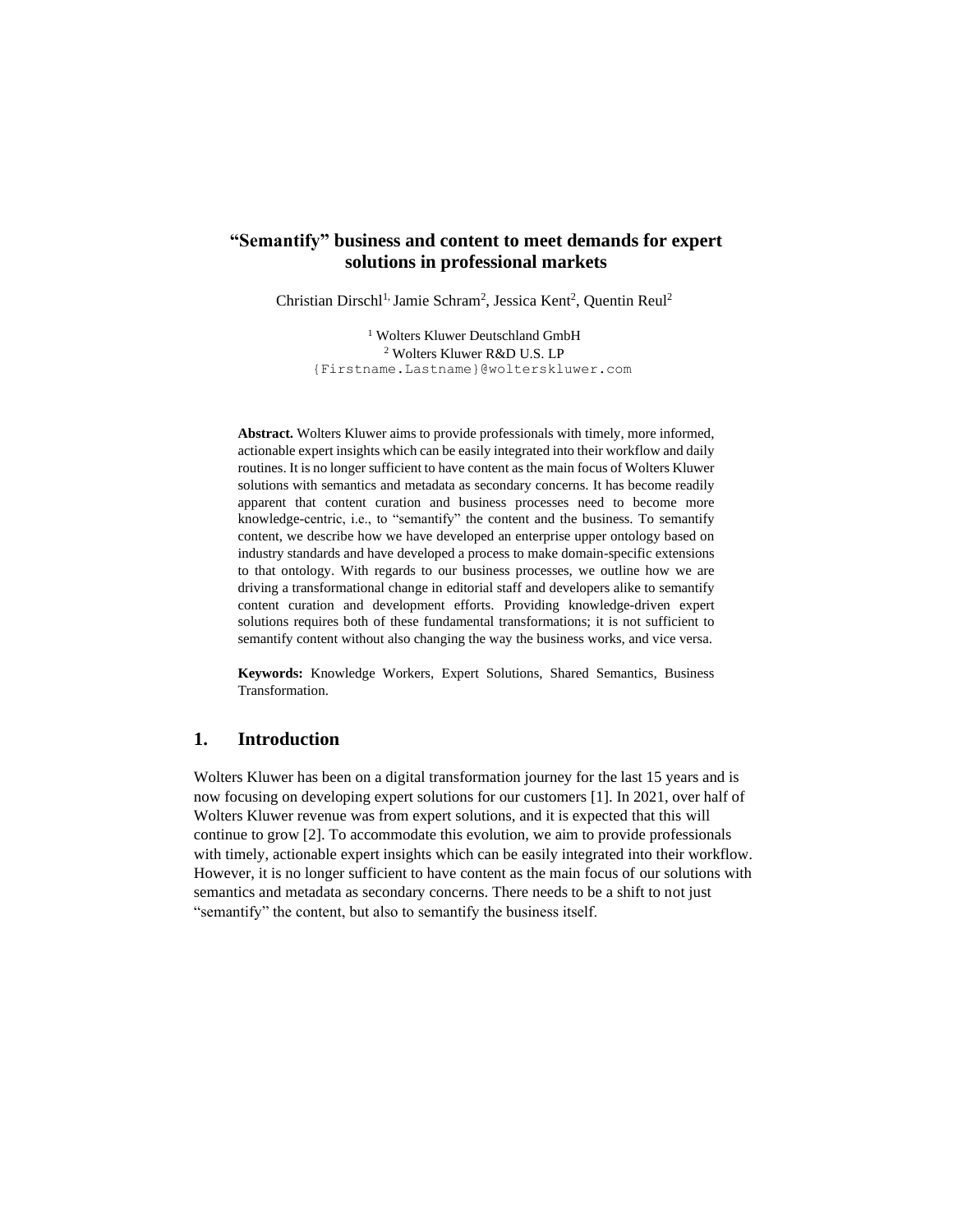# "Semantify" business and content to meet demands for expert solutions in professional markets

Christian Dirschl[1], Jamie Schram[2], Jessica Kent[2], Quentin Reul[2]

[1] Wolters Kluwer Deutschland GmbH
[2] Wolters Kluwer R&D U.S. LP
{Firstname.Lastname}@wolterskluwer.com

**Abstract.** Wolters Kluwer aims to provide professionals with timely, more informed, actionable expert insights which can be easily integrated into their workflow and daily routines. It is no longer sufficient to have content as the main focus of Wolters Kluwer solutions with semantics and metadata as secondary concerns. It has become readily apparent that content curation and business processes need to become more knowledge-centric, i.e., to "semantify" the content and the business. To semantify content, we describe how we have developed an enterprise upper ontology based on industry standards and have developed a process to make domain-specific extensions to that ontology. With regards to our business processes, we outline how we are driving a transformational change in editorial staff and developers alike to semantify content curation and development efforts. Providing knowledge-driven expert solutions requires both of these fundamental transformations; it is not sufficient to semantify content without also changing the way the business works, and vice versa.

**Keywords:** Knowledge Workers, Expert Solutions, Shared Semantics, Business Transformation.

## 1. Introduction

Wolters Kluwer has been on a digital transformation journey for the last 15 years and is now focusing on developing expert solutions for our customers [1]. In 2021, over half of Wolters Kluwer revenue was from expert solutions, and it is expected that this will continue to grow [2]. To accommodate this evolution, we aim to provide professionals with timely, actionable expert insights which can be easily integrated into their workflow. However, it is no longer sufficient to have content as the main focus of our solutions with semantics and metadata as secondary concerns. There needs to be a shift to not just "semantify" the content, but also to semantify the business itself.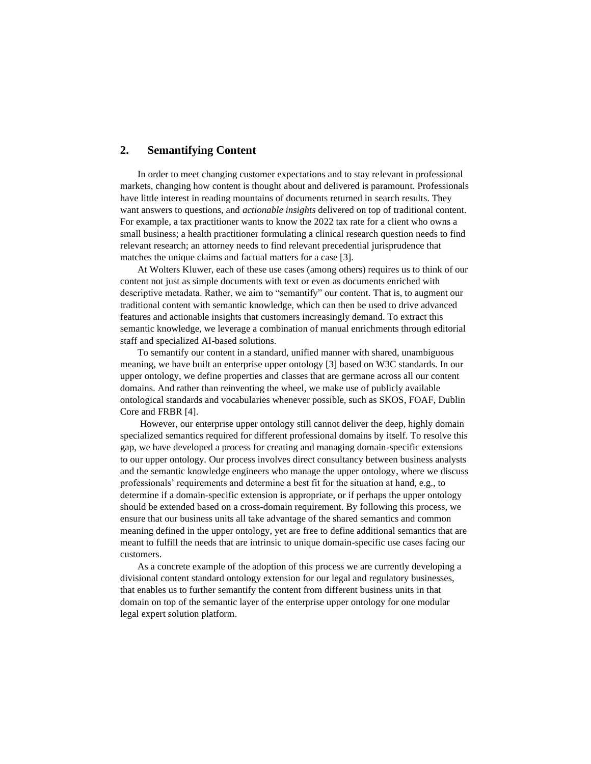## 2. Semantifying Content

In order to meet changing customer expectations and to stay relevant in professional markets, changing how content is thought about and delivered is paramount. Professionals have little interest in reading mountains of documents returned in search results. They want answers to questions, and *actionable insights* delivered on top of traditional content. For example, a tax practitioner wants to know the 2022 tax rate for a client who owns a small business; a health practitioner formulating a clinical research question needs to find relevant research; an attorney needs to find relevant precedential jurisprudence that matches the unique claims and factual matters for a case [3].

At Wolters Kluwer, each of these use cases (among others) requires us to think of our content not just as simple documents with text or even as documents enriched with descriptive metadata. Rather, we aim to "semantify" our content. That is, to augment our traditional content with semantic knowledge, which can then be used to drive advanced features and actionable insights that customers increasingly demand. To extract this semantic knowledge, we leverage a combination of manual enrichments through editorial staff and specialized AI-based solutions.

To semantify our content in a standard, unified manner with shared, unambiguous meaning, we have built an enterprise upper ontology [3] based on W3C standards. In our upper ontology, we define properties and classes that are germane across all our content domains. And rather than reinventing the wheel, we make use of publicly available ontological standards and vocabularies whenever possible, such as SKOS, FOAF, Dublin Core and FRBR [4].

However, our enterprise upper ontology still cannot deliver the deep, highly domain specialized semantics required for different professional domains by itself. To resolve this gap, we have developed a process for creating and managing domain-specific extensions to our upper ontology. Our process involves direct consultancy between business analysts and the semantic knowledge engineers who manage the upper ontology, where we discuss professionals' requirements and determine a best fit for the situation at hand, e.g., to determine if a domain-specific extension is appropriate, or if perhaps the upper ontology should be extended based on a cross-domain requirement. By following this process, we ensure that our business units all take advantage of the shared semantics and common meaning defined in the upper ontology, yet are free to define additional semantics that are meant to fulfill the needs that are intrinsic to unique domain-specific use cases facing our customers.

As a concrete example of the adoption of this process we are currently developing a divisional content standard ontology extension for our legal and regulatory businesses, that enables us to further semantify the content from different business units in that domain on top of the semantic layer of the enterprise upper ontology for one modular legal expert solution platform.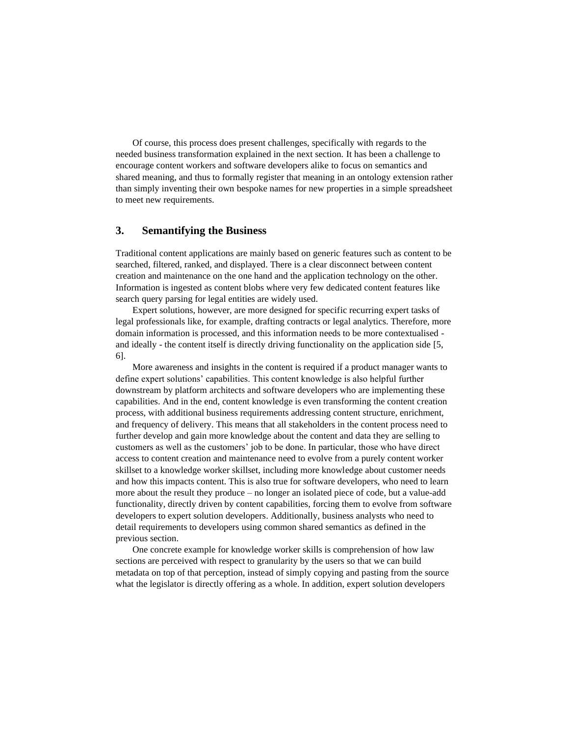Of course, this process does present challenges, specifically with regards to the needed business transformation explained in the next section. It has been a challenge to encourage content workers and software developers alike to focus on semantics and shared meaning, and thus to formally register that meaning in an ontology extension rather than simply inventing their own bespoke names for new properties in a simple spreadsheet to meet new requirements.

## 3. Semantifying the Business

Traditional content applications are mainly based on generic features such as content to be searched, filtered, ranked, and displayed. There is a clear disconnect between content creation and maintenance on the one hand and the application technology on the other. Information is ingested as content blobs where very few dedicated content features like search query parsing for legal entities are widely used.

Expert solutions, however, are more designed for specific recurring expert tasks of legal professionals like, for example, drafting contracts or legal analytics. Therefore, more domain information is processed, and this information needs to be more contextualised - and ideally - the content itself is directly driving functionality on the application side [5, 6].

More awareness and insights in the content is required if a product manager wants to define expert solutions' capabilities. This content knowledge is also helpful further downstream by platform architects and software developers who are implementing these capabilities. And in the end, content knowledge is even transforming the content creation process, with additional business requirements addressing content structure, enrichment, and frequency of delivery. This means that all stakeholders in the content process need to further develop and gain more knowledge about the content and data they are selling to customers as well as the customers' job to be done. In particular, those who have direct access to content creation and maintenance need to evolve from a purely content worker skillset to a knowledge worker skillset, including more knowledge about customer needs and how this impacts content. This is also true for software developers, who need to learn more about the result they produce – no longer an isolated piece of code, but a value-add functionality, directly driven by content capabilities, forcing them to evolve from software developers to expert solution developers. Additionally, business analysts who need to detail requirements to developers using common shared semantics as defined in the previous section.

One concrete example for knowledge worker skills is comprehension of how law sections are perceived with respect to granularity by the users so that we can build metadata on top of that perception, instead of simply copying and pasting from the source what the legislator is directly offering as a whole. In addition, expert solution developers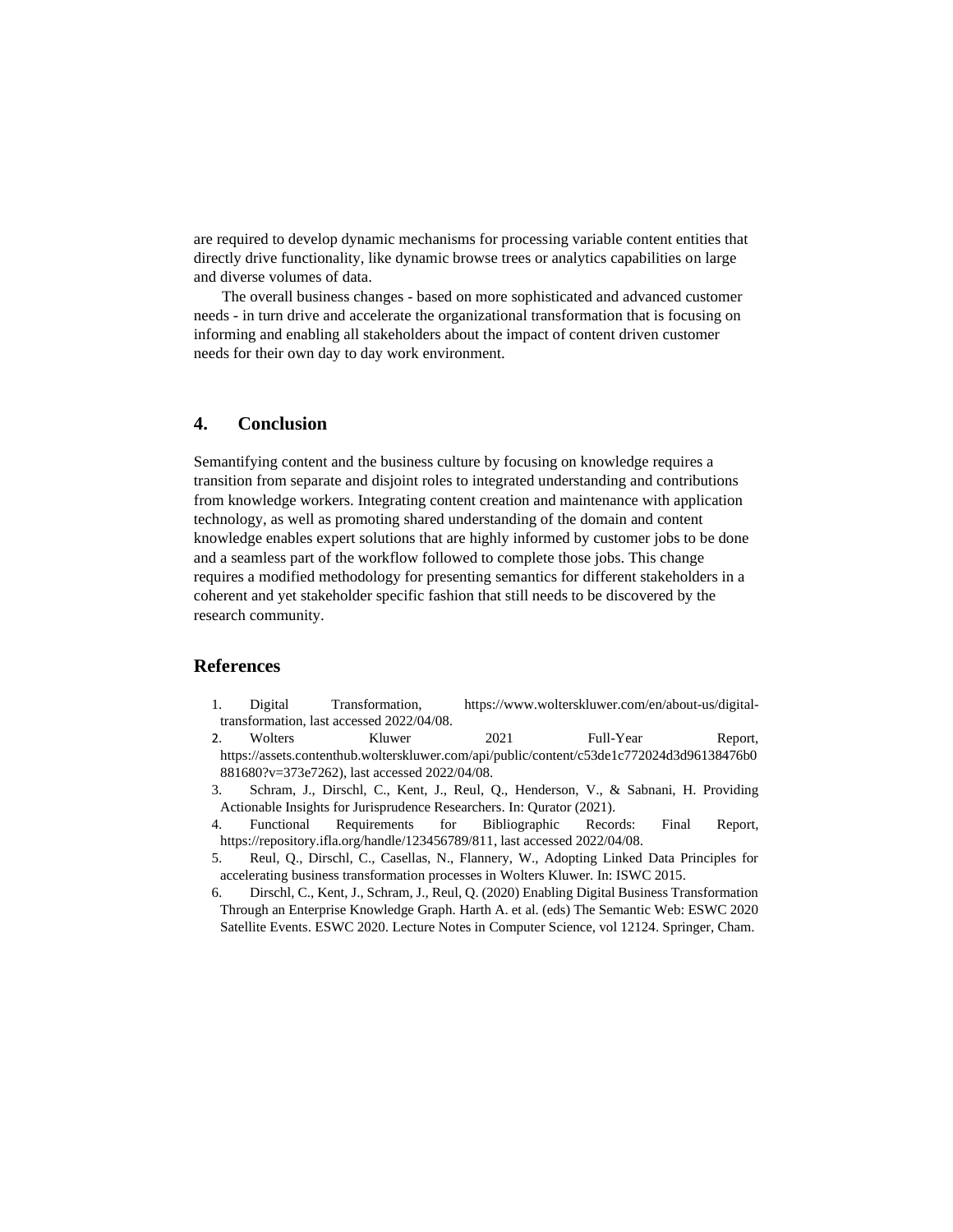are required to develop dynamic mechanisms for processing variable content entities that directly drive functionality, like dynamic browse trees or analytics capabilities on large and diverse volumes of data.

The overall business changes - based on more sophisticated and advanced customer needs - in turn drive and accelerate the organizational transformation that is focusing on informing and enabling all stakeholders about the impact of content driven customer needs for their own day to day work environment.

## 4. Conclusion

Semantifying content and the business culture by focusing on knowledge requires a transition from separate and disjoint roles to integrated understanding and contributions from knowledge workers. Integrating content creation and maintenance with application technology, as well as promoting shared understanding of the domain and content knowledge enables expert solutions that are highly informed by customer jobs to be done and a seamless part of the workflow followed to complete those jobs. This change requires a modified methodology for presenting semantics for different stakeholders in a coherent and yet stakeholder specific fashion that still needs to be discovered by the research community.

## References

1. Digital Transformation, https://www.wolterskluwer.com/en/about-us/digital-transformation, last accessed 2022/04/08.
2. Wolters Kluwer 2021 Full-Year Report, https://assets.contenthub.wolterskluwer.com/api/public/content/c53de1c772024d3d96138476b0881680?v=373e7262), last accessed 2022/04/08.
3. Schram, J., Dirschl, C., Kent, J., Reul, Q., Henderson, V., & Sabnani, H. Providing Actionable Insights for Jurisprudence Researchers. In: Qurator (2021).
4. Functional Requirements for Bibliographic Records: Final Report, https://repository.ifla.org/handle/123456789/811, last accessed 2022/04/08.
5. Reul, Q., Dirschl, C., Casellas, N., Flannery, W., Adopting Linked Data Principles for accelerating business transformation processes in Wolters Kluwer. In: ISWC 2015.
6. Dirschl, C., Kent, J., Schram, J., Reul, Q. (2020) Enabling Digital Business Transformation Through an Enterprise Knowledge Graph. Harth A. et al. (eds) The Semantic Web: ESWC 2020 Satellite Events. ESWC 2020. Lecture Notes in Computer Science, vol 12124. Springer, Cham.